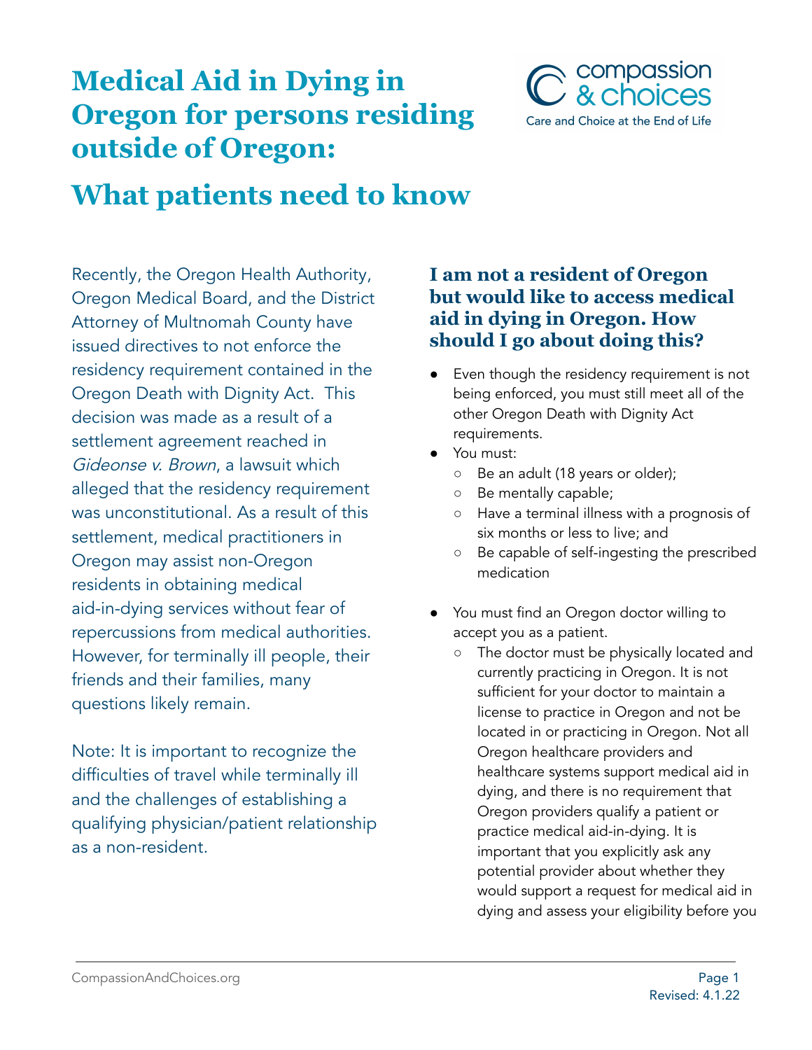# Medical Aid in Dying in Oregon for persons residing outside of Oregon:

# What patients need to know

Recently, the Oregon Health Authority, Oregon Medical Board, and the District Attorney of Multnomah County have issued directives to not enforce the residency requirement contained in the Oregon Death with Dignity Act. This decision was made as a result of a settlement agreement reached in *Gideonse v. Brown*, a lawsuit which alleged that the residency requirement was unconstitutional. As a result of this settlement, medical practitioners in Oregon may assist non-Oregon residents in obtaining medical aid-in-dying services without fear of repercussions from medical authorities. However, for terminally ill people, their friends and their families, many questions likely remain.

Note: It is important to recognize the difficulties of travel while terminally ill and the challenges of establishing a qualifying physician/patient relationship as a non-resident.

## I am not a resident of Oregon but would like to access medical aid in dying in Oregon. How should I go about doing this?

- Even though the residency requirement is not being enforced, you must still meet all of the other Oregon Death with Dignity Act requirements.
- You must:
  - Be an adult (18 years or older);
  - Be mentally capable;
  - Have a terminal illness with a prognosis of six months or less to live; and
  - Be capable of self-ingesting the prescribed medication

- You must find an Oregon doctor willing to accept you as a patient.
  - The doctor must be physically located and currently practicing in Oregon. It is not sufficient for your doctor to maintain a license to practice in Oregon and not be located in or practicing in Oregon. Not all Oregon healthcare providers and healthcare systems support medical aid in dying, and there is no requirement that Oregon providers qualify a patient or practice medical aid-in-dying. It is important that you explicitly ask any potential provider about whether they would support a request for medical aid in dying and assess your eligibility before you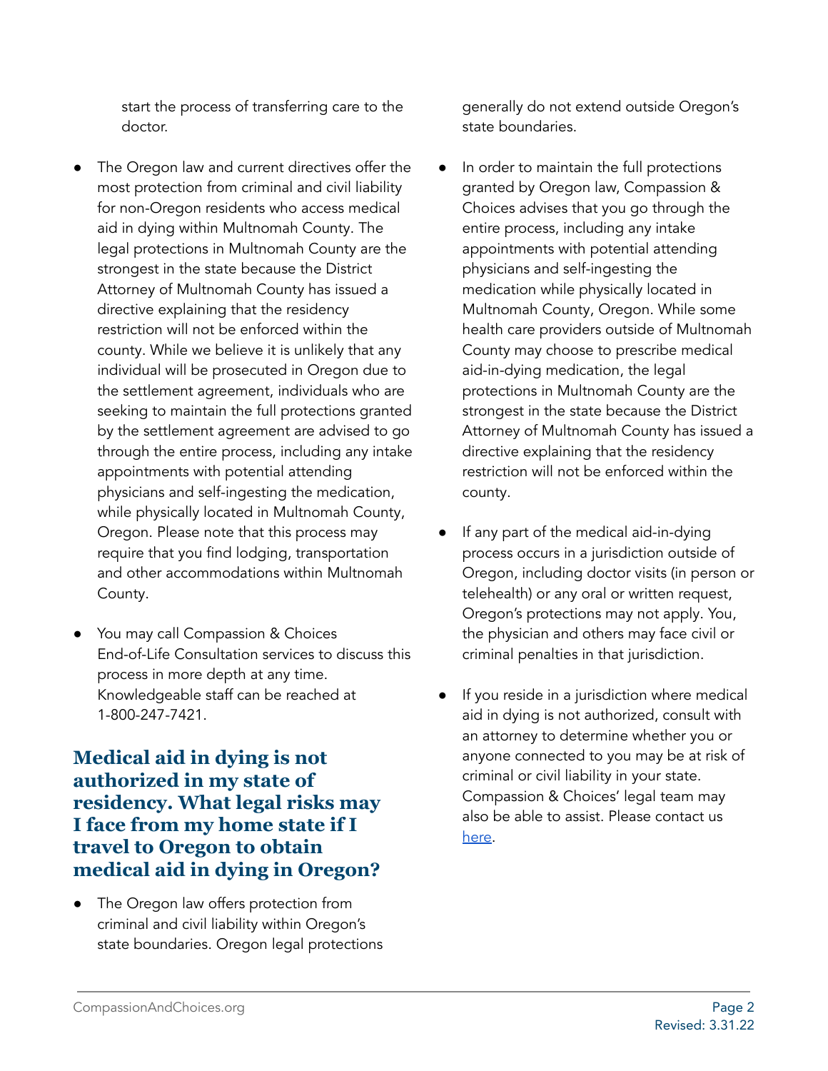start the process of transferring care to the doctor.

- The Oregon law and current directives offer the most protection from criminal and civil liability for non-Oregon residents who access medical aid in dying within Multnomah County. The legal protections in Multnomah County are the strongest in the state because the District Attorney of Multnomah County has issued a directive explaining that the residency restriction will not be enforced within the county. While we believe it is unlikely that any individual will be prosecuted in Oregon due to the settlement agreement, individuals who are seeking to maintain the full protections granted by the settlement agreement are advised to go through the entire process, including any intake appointments with potential attending physicians and self-ingesting the medication, while physically located in Multnomah County, Oregon. Please note that this process may require that you find lodging, transportation and other accommodations within Multnomah County.

- You may call Compassion & Choices End-of-Life Consultation services to discuss this process in more depth at any time. Knowledgeable staff can be reached at 1-800-247-7421.

## Medical aid in dying is not authorized in my state of residency. What legal risks may I face from my home state if I travel to Oregon to obtain medical aid in dying in Oregon?

- The Oregon law offers protection from criminal and civil liability within Oregon's state boundaries. Oregon legal protections generally do not extend outside Oregon's state boundaries.

- In order to maintain the full protections granted by Oregon law, Compassion & Choices advises that you go through the entire process, including any intake appointments with potential attending physicians and self-ingesting the medication while physically located in Multnomah County, Oregon. While some health care providers outside of Multnomah County may choose to prescribe medical aid-in-dying medication, the legal protections in Multnomah County are the strongest in the state because the District Attorney of Multnomah County has issued a directive explaining that the residency restriction will not be enforced within the county.

- If any part of the medical aid-in-dying process occurs in a jurisdiction outside of Oregon, including doctor visits (in person or telehealth) or any oral or written request, Oregon's protections may not apply. You, the physician and others may face civil or criminal penalties in that jurisdiction.

- If you reside in a jurisdiction where medical aid in dying is not authorized, consult with an attorney to determine whether you or anyone connected to you may be at risk of criminal or civil liability in your state. Compassion & Choices' legal team may also be able to assist. Please contact us here.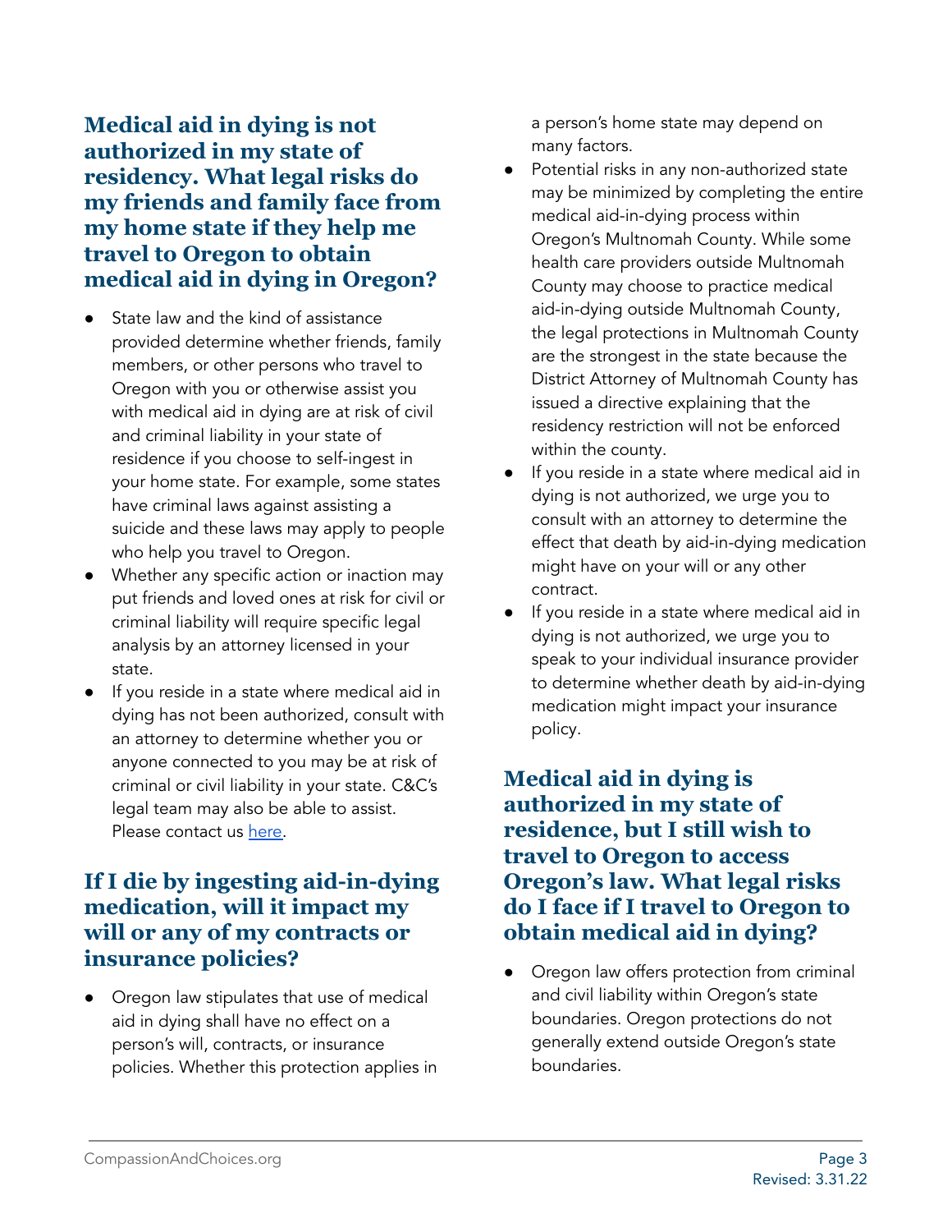## Medical aid in dying is not authorized in my state of residency. What legal risks do my friends and family face from my home state if they help me travel to Oregon to obtain medical aid in dying in Oregon?

- State law and the kind of assistance provided determine whether friends, family members, or other persons who travel to Oregon with you or otherwise assist you with medical aid in dying are at risk of civil and criminal liability in your state of residence if you choose to self-ingest in your home state. For example, some states have criminal laws against assisting a suicide and these laws may apply to people who help you travel to Oregon.
- Whether any specific action or inaction may put friends and loved ones at risk for civil or criminal liability will require specific legal analysis by an attorney licensed in your state.
- If you reside in a state where medical aid in dying has not been authorized, consult with an attorney to determine whether you or anyone connected to you may be at risk of criminal or civil liability in your state. C&C's legal team may also be able to assist. Please contact us here.

## If I die by ingesting aid-in-dying medication, will it impact my will or any of my contracts or insurance policies?

- Oregon law stipulates that use of medical aid in dying shall have no effect on a person's will, contracts, or insurance policies. Whether this protection applies in a person's home state may depend on many factors.
- Potential risks in any non-authorized state may be minimized by completing the entire medical aid-in-dying process within Oregon's Multnomah County. While some health care providers outside Multnomah County may choose to practice medical aid-in-dying outside Multnomah County, the legal protections in Multnomah County are the strongest in the state because the District Attorney of Multnomah County has issued a directive explaining that the residency restriction will not be enforced within the county.
- If you reside in a state where medical aid in dying is not authorized, we urge you to consult with an attorney to determine the effect that death by aid-in-dying medication might have on your will or any other contract.
- If you reside in a state where medical aid in dying is not authorized, we urge you to speak to your individual insurance provider to determine whether death by aid-in-dying medication might impact your insurance policy.

## Medical aid in dying is authorized in my state of residence, but I still wish to travel to Oregon to access Oregon's law. What legal risks do I face if I travel to Oregon to obtain medical aid in dying?

- Oregon law offers protection from criminal and civil liability within Oregon's state boundaries. Oregon protections do not generally extend outside Oregon's state boundaries.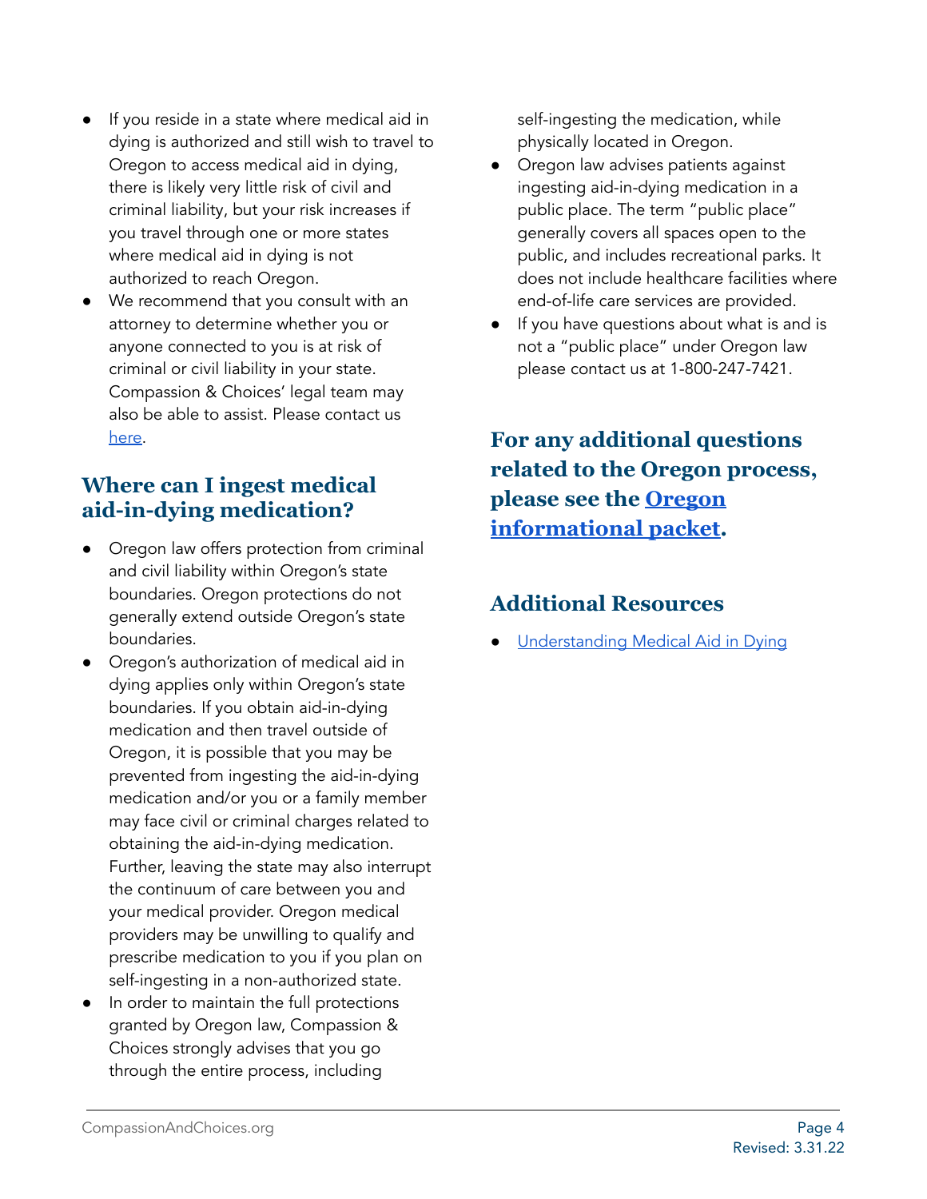- If you reside in a state where medical aid in dying is authorized and still wish to travel to Oregon to access medical aid in dying, there is likely very little risk of civil and criminal liability, but your risk increases if you travel through one or more states where medical aid in dying is not authorized to reach Oregon.
- We recommend that you consult with an attorney to determine whether you or anyone connected to you is at risk of criminal or civil liability in your state. Compassion & Choices' legal team may also be able to assist. Please contact us here.

## Where can I ingest medical aid-in-dying medication?

- Oregon law offers protection from criminal and civil liability within Oregon's state boundaries. Oregon protections do not generally extend outside Oregon's state boundaries.
- Oregon's authorization of medical aid in dying applies only within Oregon's state boundaries. If you obtain aid-in-dying medication and then travel outside of Oregon, it is possible that you may be prevented from ingesting the aid-in-dying medication and/or you or a family member may face civil or criminal charges related to obtaining the aid-in-dying medication. Further, leaving the state may also interrupt the continuum of care between you and your medical provider. Oregon medical providers may be unwilling to qualify and prescribe medication to you if you plan on self-ingesting in a non-authorized state.
- In order to maintain the full protections granted by Oregon law, Compassion & Choices strongly advises that you go through the entire process, including self-ingesting the medication, while physically located in Oregon.
- Oregon law advises patients against ingesting aid-in-dying medication in a public place. The term "public place" generally covers all spaces open to the public, and includes recreational parks. It does not include healthcare facilities where end-of-life care services are provided.
- If you have questions about what is and is not a "public place" under Oregon law please contact us at 1-800-247-7421.

## For any additional questions related to the Oregon process, please see the Oregon informational packet.

## Additional Resources

- Understanding Medical Aid in Dying